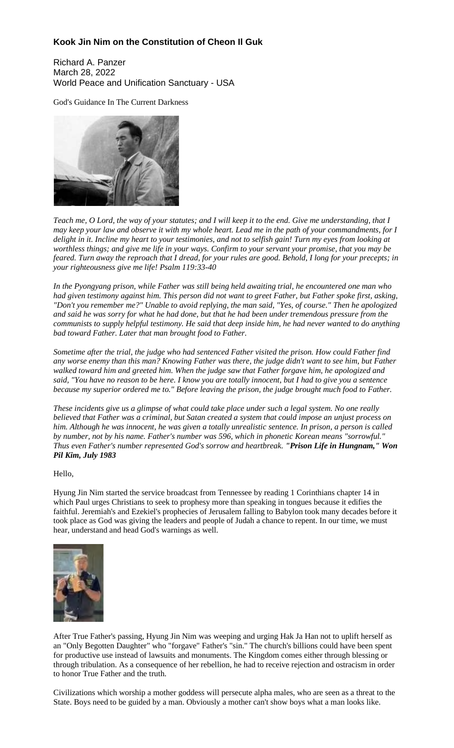### Kook Jin Nim on the Constitution of Cheon Il Guk

Richard A. Panzer
March 28, 2022
World Peace and Unification Sanctuary - USA

God's Guidance In The Current Darkness

*Teach me, O Lord, the way of your statutes; and I will keep it to the end. Give me understanding, that I may keep your law and observe it with my whole heart. Lead me in the path of your commandments, for I delight in it. Incline my heart to your testimonies, and not to selfish gain! Turn my eyes from looking at worthless things; and give me life in your ways. Confirm to your servant your promise, that you may be feared. Turn away the reproach that I dread, for your rules are good. Behold, I long for your precepts; in your righteousness give me life! Psalm 119:33-40*

*In the Pyongyang prison, while Father was still being held awaiting trial, he encountered one man who had given testimony against him. This person did not want to greet Father, but Father spoke first, asking, "Don't you remember me?" Unable to avoid replying, the man said, "Yes, of course." Then he apologized and said he was sorry for what he had done, but that he had been under tremendous pressure from the communists to supply helpful testimony. He said that deep inside him, he had never wanted to do anything bad toward Father. Later that man brought food to Father.*

*Sometime after the trial, the judge who had sentenced Father visited the prison. How could Father find any worse enemy than this man? Knowing Father was there, the judge didn't want to see him, but Father walked toward him and greeted him. When the judge saw that Father forgave him, he apologized and said, "You have no reason to be here. I know you are totally innocent, but I had to give you a sentence because my superior ordered me to." Before leaving the prison, the judge brought much food to Father.*

*These incidents give us a glimpse of what could take place under such a legal system. No one really believed that Father was a criminal, but Satan created a system that could impose an unjust process on him. Although he was innocent, he was given a totally unrealistic sentence. In prison, a person is called by number, not by his name. Father's number was 596, which in phonetic Korean means "sorrowful." Thus even Father's number represented God's sorrow and heartbreak.* ***"Prison Life in Hungnam," Won Pil Kim, July 1983***

Hello,

Hyung Jin Nim started the service broadcast from Tennessee by reading 1 Corinthians chapter 14 in which Paul urges Christians to seek to prophesy more than speaking in tongues because it edifies the faithful. Jeremiah's and Ezekiel's prophecies of Jerusalem falling to Babylon took many decades before it took place as God was giving the leaders and people of Judah a chance to repent. In our time, we must hear, understand and head God's warnings as well.

After True Father's passing, Hyung Jin Nim was weeping and urging Hak Ja Han not to uplift herself as an "Only Begotten Daughter" who "forgave" Father's "sin." The church's billions could have been spent for productive use instead of lawsuits and monuments. The Kingdom comes either through blessing or through tribulation. As a consequence of her rebellion, he had to receive rejection and ostracism in order to honor True Father and the truth.

Civilizations which worship a mother goddess will persecute alpha males, who are seen as a threat to the State. Boys need to be guided by a man. Obviously a mother can't show boys what a man looks like.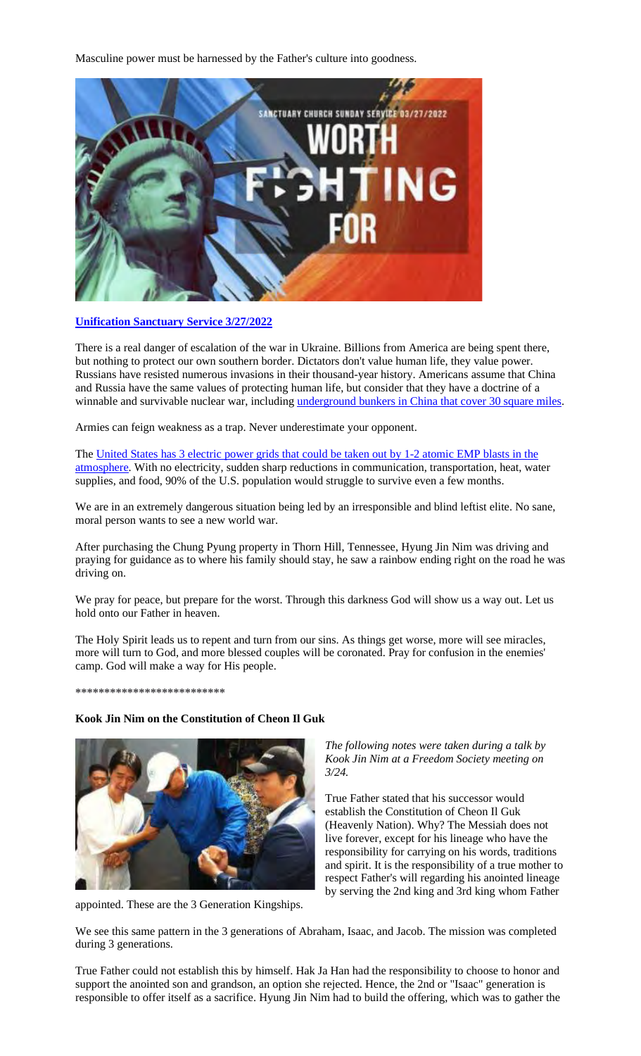Masculine power must be harnessed by the Father's culture into goodness.

**Unification Sanctuary Service 3/27/2022**

There is a real danger of escalation of the war in Ukraine. Billions from America are being spent there, but nothing to protect our own southern border. Dictators don't value human life, they value power. Russians have resisted numerous invasions in their thousand-year history. Americans assume that China and Russia have the same values of protecting human life, but consider that they have a doctrine of a winnable and survivable nuclear war, including underground bunkers in China that cover 30 square miles.

Armies can feign weakness as a trap. Never underestimate your opponent.

The United States has 3 electric power grids that could be taken out by 1-2 atomic EMP blasts in the atmosphere. With no electricity, sudden sharp reductions in communication, transportation, heat, water supplies, and food, 90% of the U.S. population would struggle to survive even a few months.

We are in an extremely dangerous situation being led by an irresponsible and blind leftist elite. No sane, moral person wants to see a new world war.

After purchasing the Chung Pyung property in Thorn Hill, Tennessee, Hyung Jin Nim was driving and praying for guidance as to where his family should stay, he saw a rainbow ending right on the road he was driving on.

We pray for peace, but prepare for the worst. Through this darkness God will show us a way out. Let us hold onto our Father in heaven.

The Holy Spirit leads us to repent and turn from our sins. As things get worse, more will see miracles, more will turn to God, and more blessed couples will be coronated. Pray for confusion in the enemies' camp. God will make a way for His people.

**************************

**Kook Jin Nim on the Constitution of Cheon Il Guk**

*The following notes were taken during a talk by Kook Jin Nim at a Freedom Society meeting on 3/24.*

True Father stated that his successor would establish the Constitution of Cheon Il Guk (Heavenly Nation). Why? The Messiah does not live forever, except for his lineage who have the responsibility for carrying on his words, traditions and spirit. It is the responsibility of a true mother to respect Father's will regarding his anointed lineage by serving the 2nd king and 3rd king whom Father appointed. These are the 3 Generation Kingships.

We see this same pattern in the 3 generations of Abraham, Isaac, and Jacob. The mission was completed during 3 generations.

True Father could not establish this by himself. Hak Ja Han had the responsibility to choose to honor and support the anointed son and grandson, an option she rejected. Hence, the 2nd or "Isaac" generation is responsible to offer itself as a sacrifice. Hyung Jin Nim had to build the offering, which was to gather the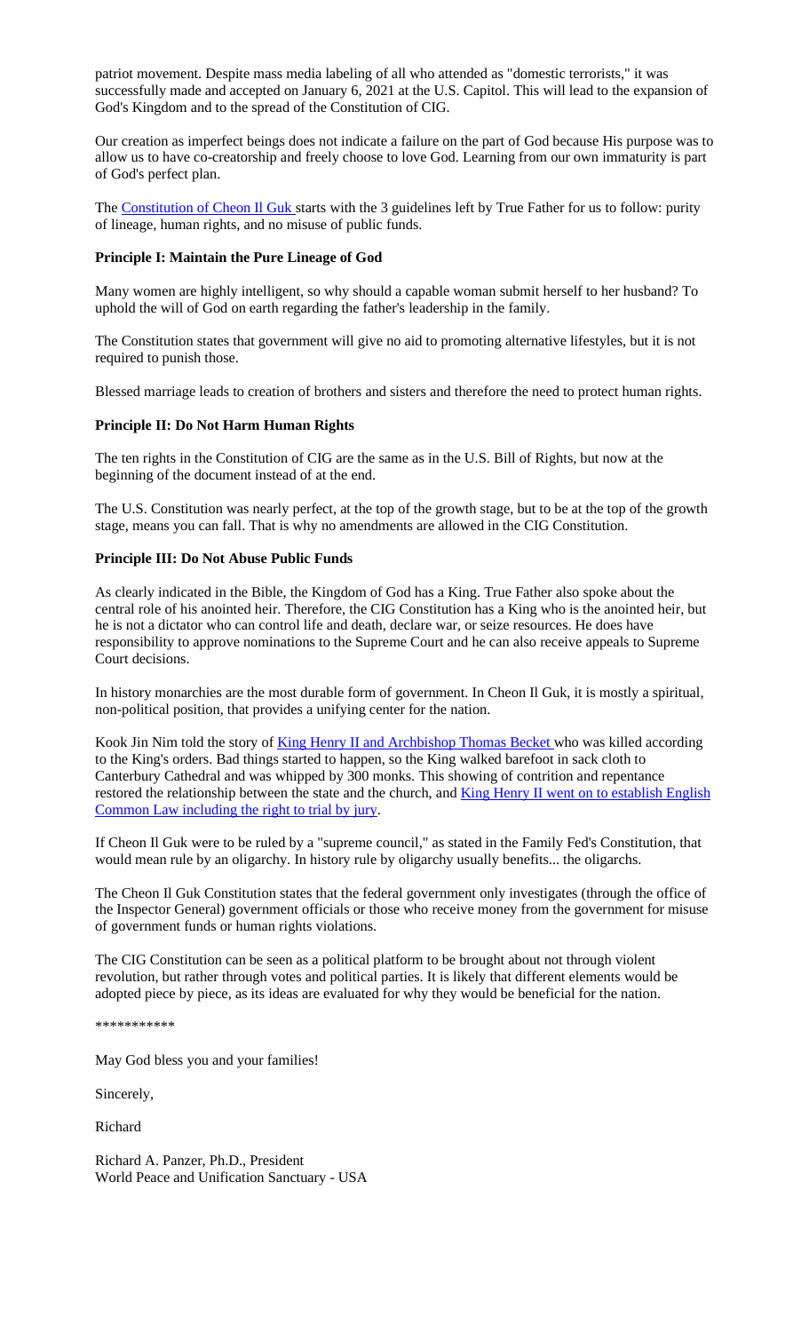patriot movement. Despite mass media labeling of all who attended as "domestic terrorists," it was successfully made and accepted on January 6, 2021 at the U.S. Capitol. This will lead to the expansion of God's Kingdom and to the spread of the Constitution of CIG.

Our creation as imperfect beings does not indicate a failure on the part of God because His purpose was to allow us to have co-creatorship and freely choose to love God. Learning from our own immaturity is part of God's perfect plan.

The Constitution of Cheon Il Guk starts with the 3 guidelines left by True Father for us to follow: purity of lineage, human rights, and no misuse of public funds.

**Principle I: Maintain the Pure Lineage of God**

Many women are highly intelligent, so why should a capable woman submit herself to her husband? To uphold the will of God on earth regarding the father's leadership in the family.

The Constitution states that government will give no aid to promoting alternative lifestyles, but it is not required to punish those.

Blessed marriage leads to creation of brothers and sisters and therefore the need to protect human rights.

**Principle II: Do Not Harm Human Rights**

The ten rights in the Constitution of CIG are the same as in the U.S. Bill of Rights, but now at the beginning of the document instead of at the end.

The U.S. Constitution was nearly perfect, at the top of the growth stage, but to be at the top of the growth stage, means you can fall. That is why no amendments are allowed in the CIG Constitution.

**Principle III: Do Not Abuse Public Funds**

As clearly indicated in the Bible, the Kingdom of God has a King. True Father also spoke about the central role of his anointed heir. Therefore, the CIG Constitution has a King who is the anointed heir, but he is not a dictator who can control life and death, declare war, or seize resources. He does have responsibility to approve nominations to the Supreme Court and he can also receive appeals to Supreme Court decisions.

In history monarchies are the most durable form of government. In Cheon Il Guk, it is mostly a spiritual, non-political position, that provides a unifying center for the nation.

Kook Jin Nim told the story of King Henry II and Archbishop Thomas Becket who was killed according to the King's orders. Bad things started to happen, so the King walked barefoot in sack cloth to Canterbury Cathedral and was whipped by 300 monks. This showing of contrition and repentance restored the relationship between the state and the church, and King Henry II went on to establish English Common Law including the right to trial by jury.

If Cheon Il Guk were to be ruled by a "supreme council," as stated in the Family Fed's Constitution, that would mean rule by an oligarchy. In history rule by oligarchy usually benefits... the oligarchs.

The Cheon Il Guk Constitution states that the federal government only investigates (through the office of the Inspector General) government officials or those who receive money from the government for misuse of government funds or human rights violations.

The CIG Constitution can be seen as a political platform to be brought about not through violent revolution, but rather through votes and political parties. It is likely that different elements would be adopted piece by piece, as its ideas are evaluated for why they would be beneficial for the nation.

***********

May God bless you and your families!

Sincerely,

Richard

Richard A. Panzer, Ph.D., President
World Peace and Unification Sanctuary - USA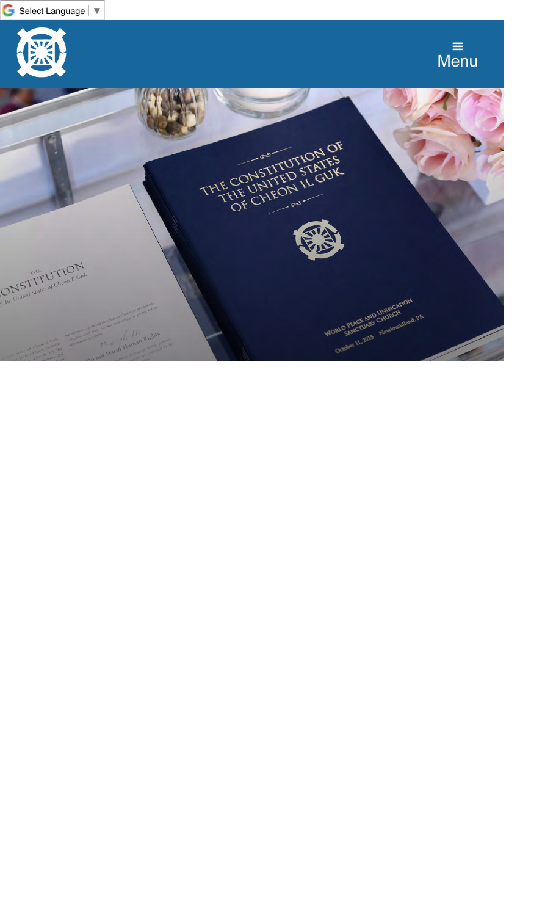Select Language ▼

Menu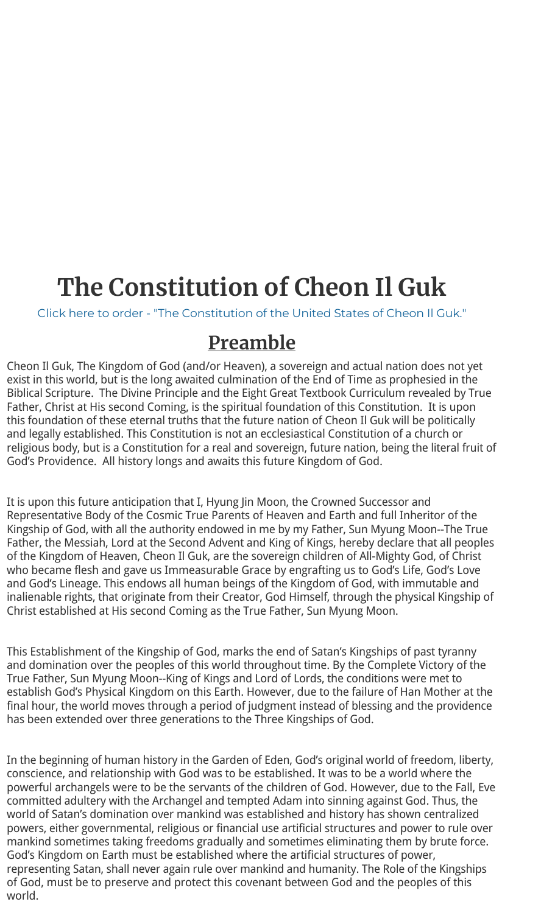# The Constitution of Cheon Il Guk

Click here to order - "The Constitution of the United States of Cheon Il Guk."

## Preamble

Cheon Il Guk, The Kingdom of God (and/or Heaven), a sovereign and actual nation does not yet exist in this world, but is the long awaited culmination of the End of Time as prophesied in the Biblical Scripture. The Divine Principle and the Eight Great Textbook Curriculum revealed by True Father, Christ at His second Coming, is the spiritual foundation of this Constitution. It is upon this foundation of these eternal truths that the future nation of Cheon Il Guk will be politically and legally established. This Constitution is not an ecclesiastical Constitution of a church or religious body, but is a Constitution for a real and sovereign, future nation, being the literal fruit of God's Providence. All history longs and awaits this future Kingdom of God.

It is upon this future anticipation that I, Hyung Jin Moon, the Crowned Successor and Representative Body of the Cosmic True Parents of Heaven and Earth and full Inheritor of the Kingship of God, with all the authority endowed in me by my Father, Sun Myung Moon--The True Father, the Messiah, Lord at the Second Advent and King of Kings, hereby declare that all peoples of the Kingdom of Heaven, Cheon Il Guk, are the sovereign children of All-Mighty God, of Christ who became flesh and gave us Immeasurable Grace by engrafting us to God's Life, God's Love and God's Lineage. This endows all human beings of the Kingdom of God, with immutable and inalienable rights, that originate from their Creator, God Himself, through the physical Kingship of Christ established at His second Coming as the True Father, Sun Myung Moon.

This Establishment of the Kingship of God, marks the end of Satan's Kingships of past tyranny and domination over the peoples of this world throughout time. By the Complete Victory of the True Father, Sun Myung Moon--King of Kings and Lord of Lords, the conditions were met to establish God's Physical Kingdom on this Earth. However, due to the failure of Han Mother at the final hour, the world moves through a period of judgment instead of blessing and the providence has been extended over three generations to the Three Kingships of God.

In the beginning of human history in the Garden of Eden, God's original world of freedom, liberty, conscience, and relationship with God was to be established. It was to be a world where the powerful archangels were to be the servants of the children of God. However, due to the Fall, Eve committed adultery with the Archangel and tempted Adam into sinning against God. Thus, the world of Satan's domination over mankind was established and history has shown centralized powers, either governmental, religious or financial use artificial structures and power to rule over mankind sometimes taking freedoms gradually and sometimes eliminating them by brute force. God's Kingdom on Earth must be established where the artificial structures of power, representing Satan, shall never again rule over mankind and humanity. The Role of the Kingships of God, must be to preserve and protect this covenant between God and the peoples of this world.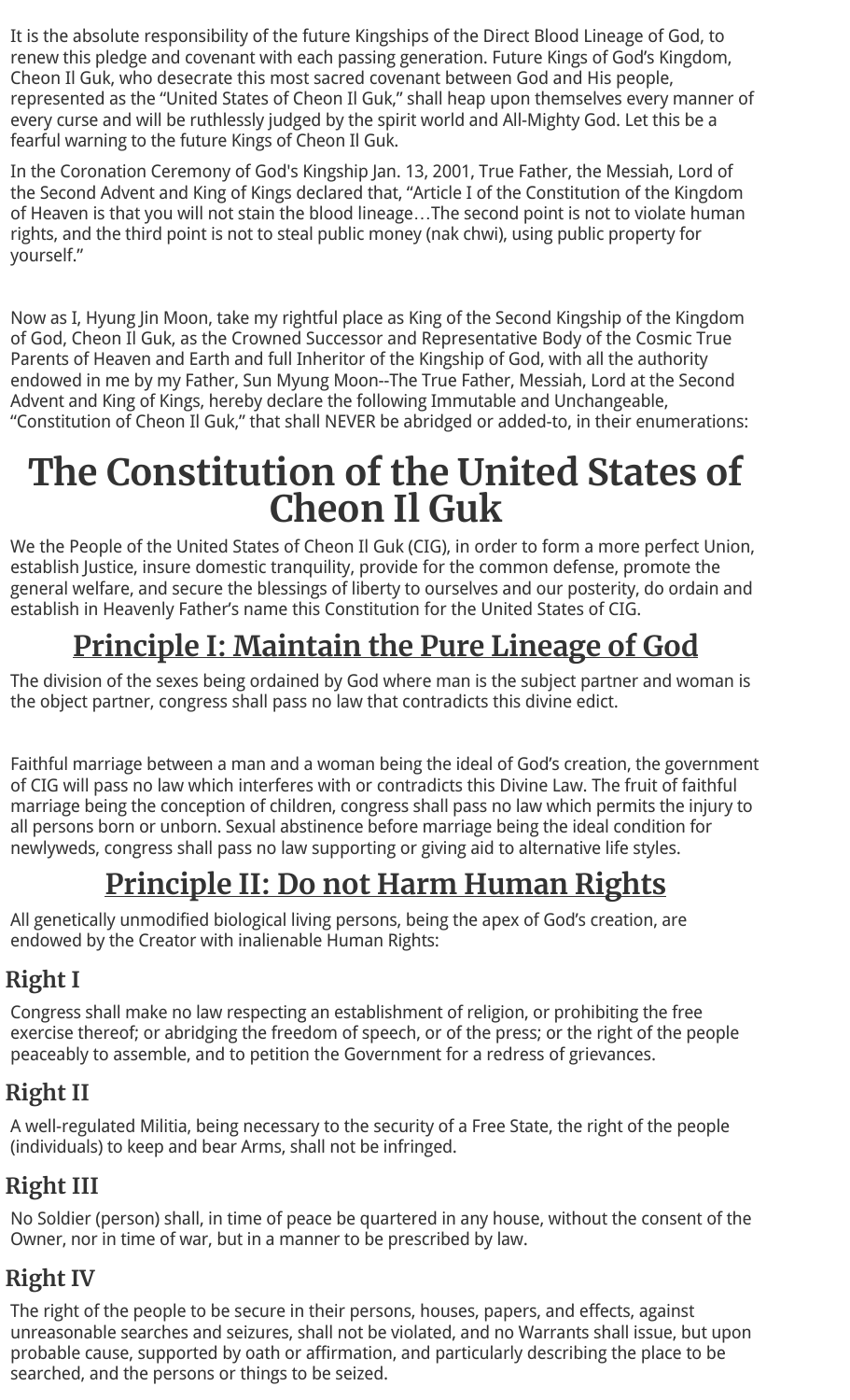It is the absolute responsibility of the future Kingships of the Direct Blood Lineage of God, to renew this pledge and covenant with each passing generation. Future Kings of God's Kingdom, Cheon Il Guk, who desecrate this most sacred covenant between God and His people, represented as the "United States of Cheon Il Guk," shall heap upon themselves every manner of every curse and will be ruthlessly judged by the spirit world and All-Mighty God. Let this be a fearful warning to the future Kings of Cheon Il Guk.

In the Coronation Ceremony of God's Kingship Jan. 13, 2001, True Father, the Messiah, Lord of the Second Advent and King of Kings declared that, "Article I of the Constitution of the Kingdom of Heaven is that you will not stain the blood lineage…The second point is not to violate human rights, and the third point is not to steal public money (nak chwi), using public property for yourself."

Now as I, Hyung Jin Moon, take my rightful place as King of the Second Kingship of the Kingdom of God, Cheon Il Guk, as the Crowned Successor and Representative Body of the Cosmic True Parents of Heaven and Earth and full Inheritor of the Kingship of God, with all the authority endowed in me by my Father, Sun Myung Moon--The True Father, Messiah, Lord at the Second Advent and King of Kings, hereby declare the following Immutable and Unchangeable, "Constitution of Cheon Il Guk," that shall NEVER be abridged or added-to, in their enumerations:

# The Constitution of the United States of Cheon Il Guk

We the People of the United States of Cheon Il Guk (CIG), in order to form a more perfect Union, establish Justice, insure domestic tranquility, provide for the common defense, promote the general welfare, and secure the blessings of liberty to ourselves and our posterity, do ordain and establish in Heavenly Father's name this Constitution for the United States of CIG.

## Principle I: Maintain the Pure Lineage of God

The division of the sexes being ordained by God where man is the subject partner and woman is the object partner, congress shall pass no law that contradicts this divine edict.

Faithful marriage between a man and a woman being the ideal of God's creation, the government of CIG will pass no law which interferes with or contradicts this Divine Law. The fruit of faithful marriage being the conception of children, congress shall pass no law which permits the injury to all persons born or unborn. Sexual abstinence before marriage being the ideal condition for newlyweds, congress shall pass no law supporting or giving aid to alternative life styles.

## Principle II: Do not Harm Human Rights

All genetically unmodified biological living persons, being the apex of God's creation, are endowed by the Creator with inalienable Human Rights:

### Right I

Congress shall make no law respecting an establishment of religion, or prohibiting the free exercise thereof; or abridging the freedom of speech, or of the press; or the right of the people peaceably to assemble, and to petition the Government for a redress of grievances.

### Right II

A well-regulated Militia, being necessary to the security of a Free State, the right of the people (individuals) to keep and bear Arms, shall not be infringed.

### Right III

No Soldier (person) shall, in time of peace be quartered in any house, without the consent of the Owner, nor in time of war, but in a manner to be prescribed by law.

### Right IV

The right of the people to be secure in their persons, houses, papers, and effects, against unreasonable searches and seizures, shall not be violated, and no Warrants shall issue, but upon probable cause, supported by oath or affirmation, and particularly describing the place to be searched, and the persons or things to be seized.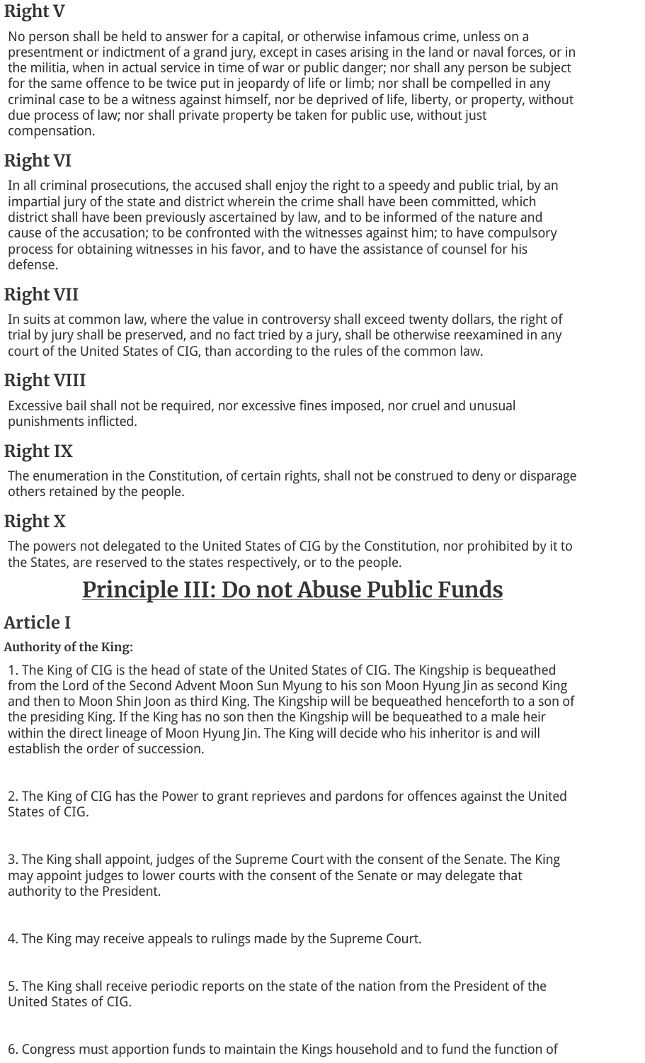## Right V

No person shall be held to answer for a capital, or otherwise infamous crime, unless on a presentment or indictment of a grand jury, except in cases arising in the land or naval forces, or in the militia, when in actual service in time of war or public danger; nor shall any person be subject for the same offence to be twice put in jeopardy of life or limb; nor shall be compelled in any criminal case to be a witness against himself, nor be deprived of life, liberty, or property, without due process of law; nor shall private property be taken for public use, without just compensation.

## Right VI

In all criminal prosecutions, the accused shall enjoy the right to a speedy and public trial, by an impartial jury of the state and district wherein the crime shall have been committed, which district shall have been previously ascertained by law, and to be informed of the nature and cause of the accusation; to be confronted with the witnesses against him; to have compulsory process for obtaining witnesses in his favor, and to have the assistance of counsel for his defense.

## Right VII

In suits at common law, where the value in controversy shall exceed twenty dollars, the right of trial by jury shall be preserved, and no fact tried by a jury, shall be otherwise reexamined in any court of the United States of CIG, than according to the rules of the common law.

## Right VIII

Excessive bail shall not be required, nor excessive fines imposed, nor cruel and unusual punishments inflicted.

## Right IX

The enumeration in the Constitution, of certain rights, shall not be construed to deny or disparage others retained by the people.

## Right X

The powers not delegated to the United States of CIG by the Constitution, nor prohibited by it to the States, are reserved to the states respectively, or to the people.

# Principle III: Do not Abuse Public Funds

## Article I

**Authority of the King:**

1. The King of CIG is the head of state of the United States of CIG. The Kingship is bequeathed from the Lord of the Second Advent Moon Sun Myung to his son Moon Hyung Jin as second King and then to Moon Shin Joon as third King. The Kingship will be bequeathed henceforth to a son of the presiding King. If the King has no son then the Kingship will be bequeathed to a male heir within the direct lineage of Moon Hyung Jin. The King will decide who his inheritor is and will establish the order of succession.

2. The King of CIG has the Power to grant reprieves and pardons for offences against the United States of CIG.

3. The King shall appoint, judges of the Supreme Court with the consent of the Senate. The King may appoint judges to lower courts with the consent of the Senate or may delegate that authority to the President.

4. The King may receive appeals to rulings made by the Supreme Court.

5. The King shall receive periodic reports on the state of the nation from the President of the United States of CIG.

6. Congress must apportion funds to maintain the Kings household and to fund the function of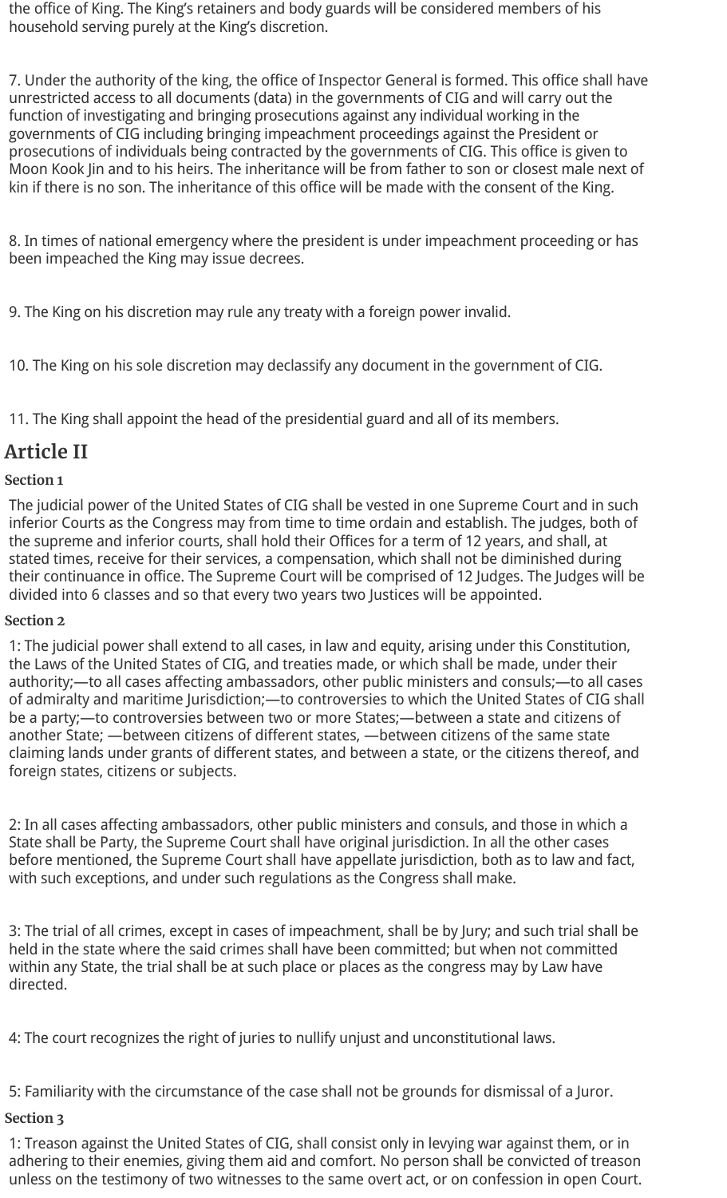the office of King. The King's retainers and body guards will be considered members of his household serving purely at the King's discretion.

7. Under the authority of the king, the office of Inspector General is formed. This office shall have unrestricted access to all documents (data) in the governments of CIG and will carry out the function of investigating and bringing prosecutions against any individual working in the governments of CIG including bringing impeachment proceedings against the President or prosecutions of individuals being contracted by the governments of CIG. This office is given to Moon Kook Jin and to his heirs. The inheritance will be from father to son or closest male next of kin if there is no son. The inheritance of this office will be made with the consent of the King.

8. In times of national emergency where the president is under impeachment proceeding or has been impeached the King may issue decrees.

9. The King on his discretion may rule any treaty with a foreign power invalid.

10. The King on his sole discretion may declassify any document in the government of CIG.

11. The King shall appoint the head of the presidential guard and all of its members.

## Article II

### Section 1

The judicial power of the United States of CIG shall be vested in one Supreme Court and in such inferior Courts as the Congress may from time to time ordain and establish. The judges, both of the supreme and inferior courts, shall hold their Offices for a term of 12 years, and shall, at stated times, receive for their services, a compensation, which shall not be diminished during their continuance in office. The Supreme Court will be comprised of 12 Judges. The Judges will be divided into 6 classes and so that every two years two Justices will be appointed.

### Section 2

1: The judicial power shall extend to all cases, in law and equity, arising under this Constitution, the Laws of the United States of CIG, and treaties made, or which shall be made, under their authority;—to all cases affecting ambassadors, other public ministers and consuls;—to all cases of admiralty and maritime Jurisdiction;—to controversies to which the United States of CIG shall be a party;—to controversies between two or more States;—between a state and citizens of another State; —between citizens of different states, —between citizens of the same state claiming lands under grants of different states, and between a state, or the citizens thereof, and foreign states, citizens or subjects.

2: In all cases affecting ambassadors, other public ministers and consuls, and those in which a State shall be Party, the Supreme Court shall have original jurisdiction. In all the other cases before mentioned, the Supreme Court shall have appellate jurisdiction, both as to law and fact, with such exceptions, and under such regulations as the Congress shall make.

3: The trial of all crimes, except in cases of impeachment, shall be by Jury; and such trial shall be held in the state where the said crimes shall have been committed; but when not committed within any State, the trial shall be at such place or places as the congress may by Law have directed.

4: The court recognizes the right of juries to nullify unjust and unconstitutional laws.

5: Familiarity with the circumstance of the case shall not be grounds for dismissal of a Juror.

### Section 3

1: Treason against the United States of CIG, shall consist only in levying war against them, or in adhering to their enemies, giving them aid and comfort. No person shall be convicted of treason unless on the testimony of two witnesses to the same overt act, or on confession in open Court.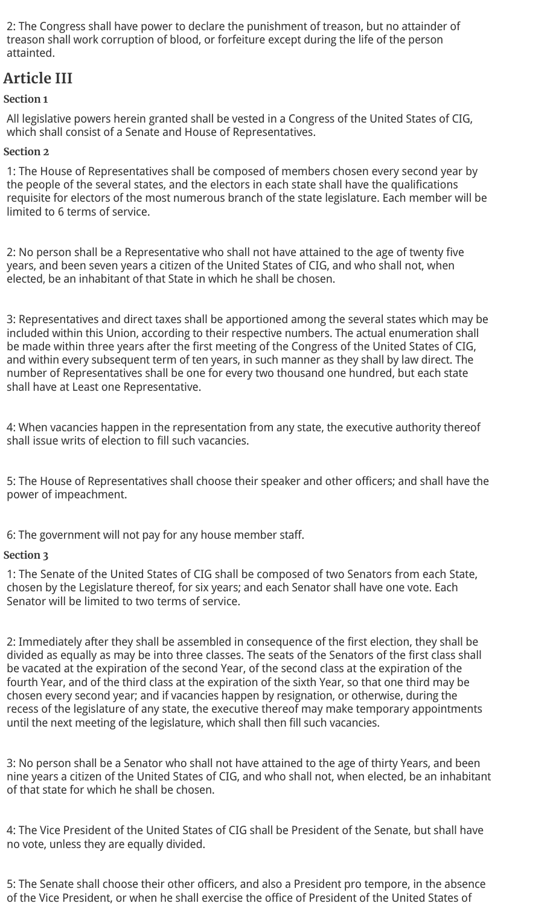2: The Congress shall have power to declare the punishment of treason, but no attainder of treason shall work corruption of blood, or forfeiture except during the life of the person attainted.

## Article III

### Section 1

All legislative powers herein granted shall be vested in a Congress of the United States of CIG, which shall consist of a Senate and House of Representatives.

### Section 2

1: The House of Representatives shall be composed of members chosen every second year by the people of the several states, and the electors in each state shall have the qualifications requisite for electors of the most numerous branch of the state legislature. Each member will be limited to 6 terms of service.

2: No person shall be a Representative who shall not have attained to the age of twenty five years, and been seven years a citizen of the United States of CIG, and who shall not, when elected, be an inhabitant of that State in which he shall be chosen.

3: Representatives and direct taxes shall be apportioned among the several states which may be included within this Union, according to their respective numbers. The actual enumeration shall be made within three years after the first meeting of the Congress of the United States of CIG, and within every subsequent term of ten years, in such manner as they shall by law direct. The number of Representatives shall be one for every two thousand one hundred, but each state shall have at Least one Representative.

4: When vacancies happen in the representation from any state, the executive authority thereof shall issue writs of election to fill such vacancies.

5: The House of Representatives shall choose their speaker and other officers; and shall have the power of impeachment.

6: The government will not pay for any house member staff.

### Section 3

1: The Senate of the United States of CIG shall be composed of two Senators from each State, chosen by the Legislature thereof, for six years; and each Senator shall have one vote. Each Senator will be limited to two terms of service.

2: Immediately after they shall be assembled in consequence of the first election, they shall be divided as equally as may be into three classes. The seats of the Senators of the first class shall be vacated at the expiration of the second Year, of the second class at the expiration of the fourth Year, and of the third class at the expiration of the sixth Year, so that one third may be chosen every second year; and if vacancies happen by resignation, or otherwise, during the recess of the legislature of any state, the executive thereof may make temporary appointments until the next meeting of the legislature, which shall then fill such vacancies.

3: No person shall be a Senator who shall not have attained to the age of thirty Years, and been nine years a citizen of the United States of CIG, and who shall not, when elected, be an inhabitant of that state for which he shall be chosen.

4: The Vice President of the United States of CIG shall be President of the Senate, but shall have no vote, unless they are equally divided.

5: The Senate shall choose their other officers, and also a President pro tempore, in the absence of the Vice President, or when he shall exercise the office of President of the United States of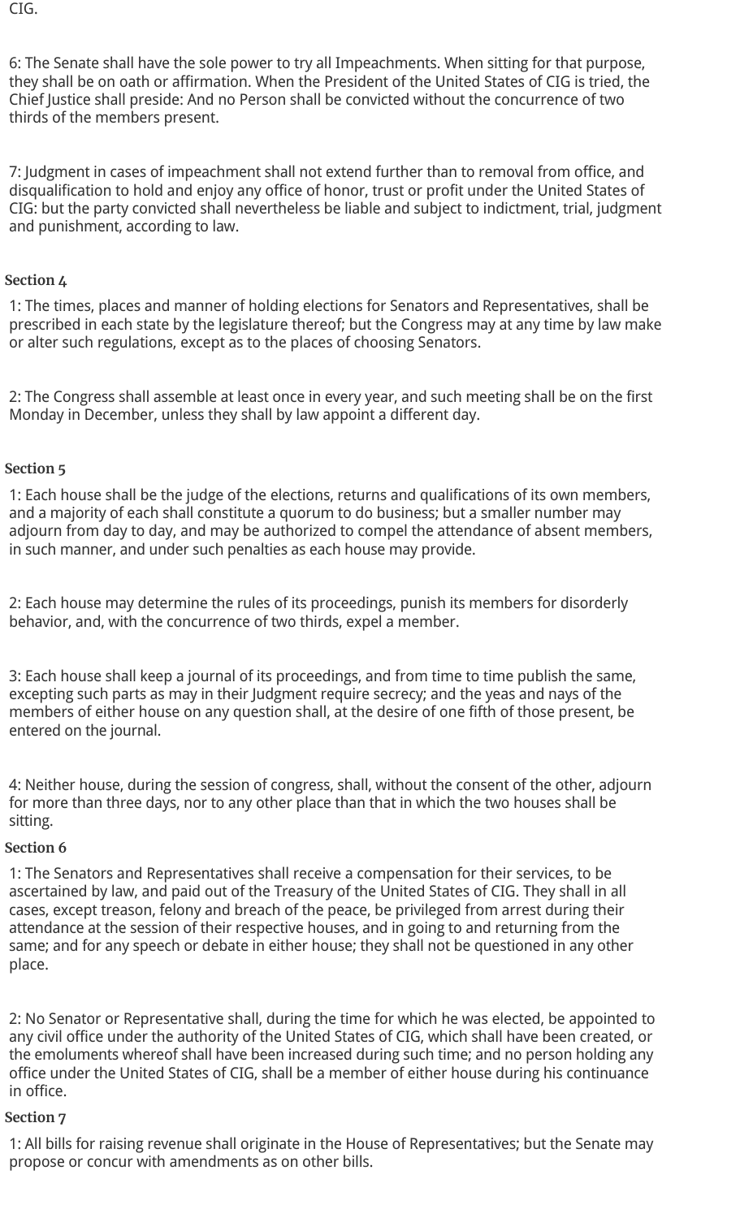CIG.

6: The Senate shall have the sole power to try all Impeachments. When sitting for that purpose, they shall be on oath or affirmation. When the President of the United States of CIG is tried, the Chief Justice shall preside: And no Person shall be convicted without the concurrence of two thirds of the members present.

7: Judgment in cases of impeachment shall not extend further than to removal from office, and disqualification to hold and enjoy any office of honor, trust or profit under the United States of CIG: but the party convicted shall nevertheless be liable and subject to indictment, trial, judgment and punishment, according to law.

### Section 4

1: The times, places and manner of holding elections for Senators and Representatives, shall be prescribed in each state by the legislature thereof; but the Congress may at any time by law make or alter such regulations, except as to the places of choosing Senators.

2: The Congress shall assemble at least once in every year, and such meeting shall be on the first Monday in December, unless they shall by law appoint a different day.

### Section 5

1: Each house shall be the judge of the elections, returns and qualifications of its own members, and a majority of each shall constitute a quorum to do business; but a smaller number may adjourn from day to day, and may be authorized to compel the attendance of absent members, in such manner, and under such penalties as each house may provide.

2: Each house may determine the rules of its proceedings, punish its members for disorderly behavior, and, with the concurrence of two thirds, expel a member.

3: Each house shall keep a journal of its proceedings, and from time to time publish the same, excepting such parts as may in their Judgment require secrecy; and the yeas and nays of the members of either house on any question shall, at the desire of one fifth of those present, be entered on the journal.

4: Neither house, during the session of congress, shall, without the consent of the other, adjourn for more than three days, nor to any other place than that in which the two houses shall be sitting.

### Section 6

1: The Senators and Representatives shall receive a compensation for their services, to be ascertained by law, and paid out of the Treasury of the United States of CIG. They shall in all cases, except treason, felony and breach of the peace, be privileged from arrest during their attendance at the session of their respective houses, and in going to and returning from the same; and for any speech or debate in either house; they shall not be questioned in any other place.

2: No Senator or Representative shall, during the time for which he was elected, be appointed to any civil office under the authority of the United States of CIG, which shall have been created, or the emoluments whereof shall have been increased during such time; and no person holding any office under the United States of CIG, shall be a member of either house during his continuance in office.

### Section 7

1: All bills for raising revenue shall originate in the House of Representatives; but the Senate may propose or concur with amendments as on other bills.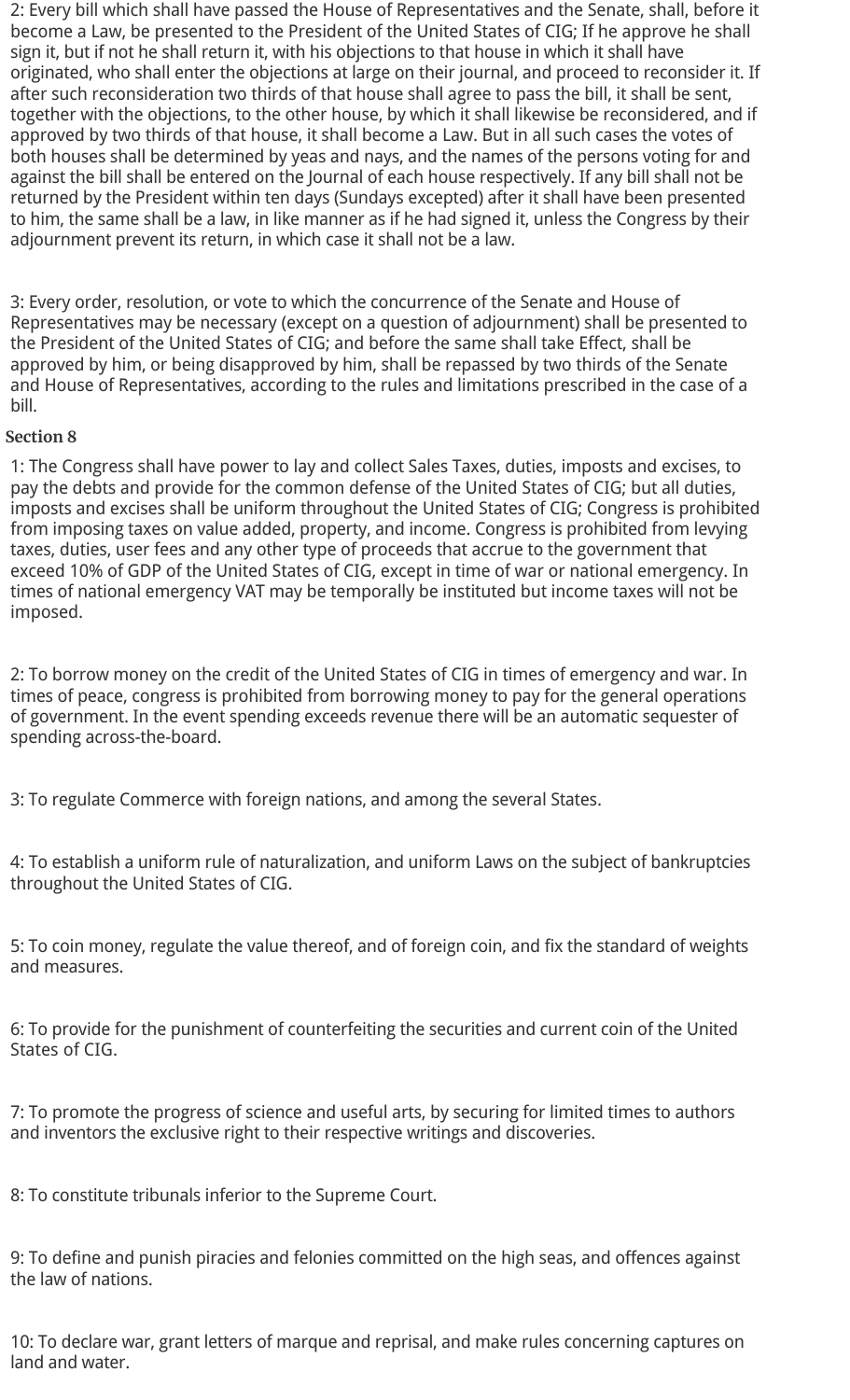2: Every bill which shall have passed the House of Representatives and the Senate, shall, before it become a Law, be presented to the President of the United States of CIG; If he approve he shall sign it, but if not he shall return it, with his objections to that house in which it shall have originated, who shall enter the objections at large on their journal, and proceed to reconsider it. If after such reconsideration two thirds of that house shall agree to pass the bill, it shall be sent, together with the objections, to the other house, by which it shall likewise be reconsidered, and if approved by two thirds of that house, it shall become a Law. But in all such cases the votes of both houses shall be determined by yeas and nays, and the names of the persons voting for and against the bill shall be entered on the Journal of each house respectively. If any bill shall not be returned by the President within ten days (Sundays excepted) after it shall have been presented to him, the same shall be a law, in like manner as if he had signed it, unless the Congress by their adjournment prevent its return, in which case it shall not be a law.

3: Every order, resolution, or vote to which the concurrence of the Senate and House of Representatives may be necessary (except on a question of adjournment) shall be presented to the President of the United States of CIG; and before the same shall take Effect, shall be approved by him, or being disapproved by him, shall be repassed by two thirds of the Senate and House of Representatives, according to the rules and limitations prescribed in the case of a bill.

**Section 8**

1: The Congress shall have power to lay and collect Sales Taxes, duties, imposts and excises, to pay the debts and provide for the common defense of the United States of CIG; but all duties, imposts and excises shall be uniform throughout the United States of CIG; Congress is prohibited from imposing taxes on value added, property, and income. Congress is prohibited from levying taxes, duties, user fees and any other type of proceeds that accrue to the government that exceed 10% of GDP of the United States of CIG, except in time of war or national emergency. In times of national emergency VAT may be temporally be instituted but income taxes will not be imposed.

2: To borrow money on the credit of the United States of CIG in times of emergency and war. In times of peace, congress is prohibited from borrowing money to pay for the general operations of government. In the event spending exceeds revenue there will be an automatic sequester of spending across-the-board.

3: To regulate Commerce with foreign nations, and among the several States.

4: To establish a uniform rule of naturalization, and uniform Laws on the subject of bankruptcies throughout the United States of CIG.

5: To coin money, regulate the value thereof, and of foreign coin, and fix the standard of weights and measures.

6: To provide for the punishment of counterfeiting the securities and current coin of the United States of CIG.

7: To promote the progress of science and useful arts, by securing for limited times to authors and inventors the exclusive right to their respective writings and discoveries.

8: To constitute tribunals inferior to the Supreme Court.

9: To define and punish piracies and felonies committed on the high seas, and offences against the law of nations.

10: To declare war, grant letters of marque and reprisal, and make rules concerning captures on land and water.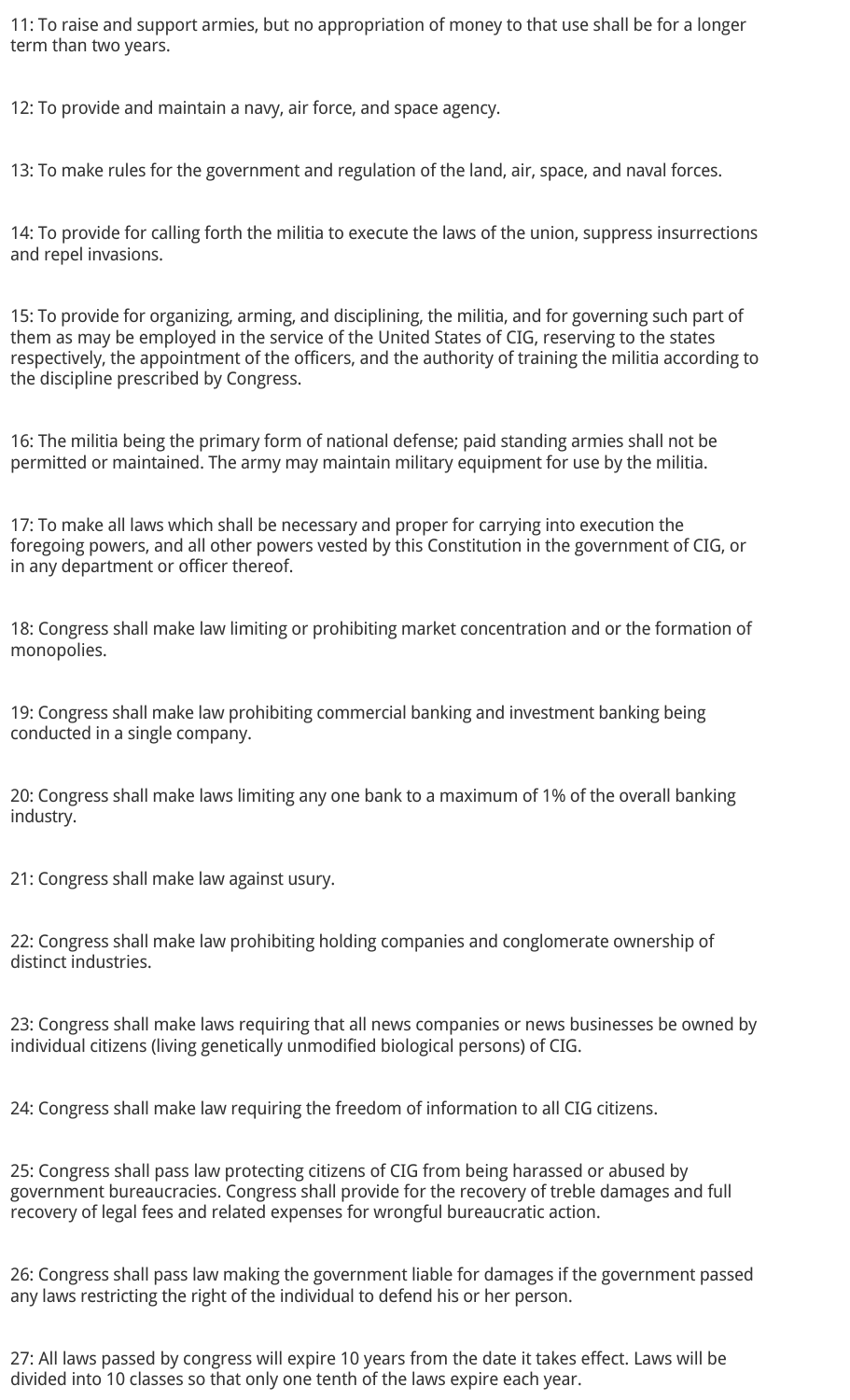11: To raise and support armies, but no appropriation of money to that use shall be for a longer term than two years.

12: To provide and maintain a navy, air force, and space agency.

13: To make rules for the government and regulation of the land, air, space, and naval forces.

14: To provide for calling forth the militia to execute the laws of the union, suppress insurrections and repel invasions.

15: To provide for organizing, arming, and disciplining, the militia, and for governing such part of them as may be employed in the service of the United States of CIG, reserving to the states respectively, the appointment of the officers, and the authority of training the militia according to the discipline prescribed by Congress.

16: The militia being the primary form of national defense; paid standing armies shall not be permitted or maintained. The army may maintain military equipment for use by the militia.

17: To make all laws which shall be necessary and proper for carrying into execution the foregoing powers, and all other powers vested by this Constitution in the government of CIG, or in any department or officer thereof.

18: Congress shall make law limiting or prohibiting market concentration and or the formation of monopolies.

19: Congress shall make law prohibiting commercial banking and investment banking being conducted in a single company.

20: Congress shall make laws limiting any one bank to a maximum of 1% of the overall banking industry.

21: Congress shall make law against usury.

22: Congress shall make law prohibiting holding companies and conglomerate ownership of distinct industries.

23: Congress shall make laws requiring that all news companies or news businesses be owned by individual citizens (living genetically unmodified biological persons) of CIG.

24: Congress shall make law requiring the freedom of information to all CIG citizens.

25: Congress shall pass law protecting citizens of CIG from being harassed or abused by government bureaucracies. Congress shall provide for the recovery of treble damages and full recovery of legal fees and related expenses for wrongful bureaucratic action.

26: Congress shall pass law making the government liable for damages if the government passed any laws restricting the right of the individual to defend his or her person.

27: All laws passed by congress will expire 10 years from the date it takes effect. Laws will be divided into 10 classes so that only one tenth of the laws expire each year.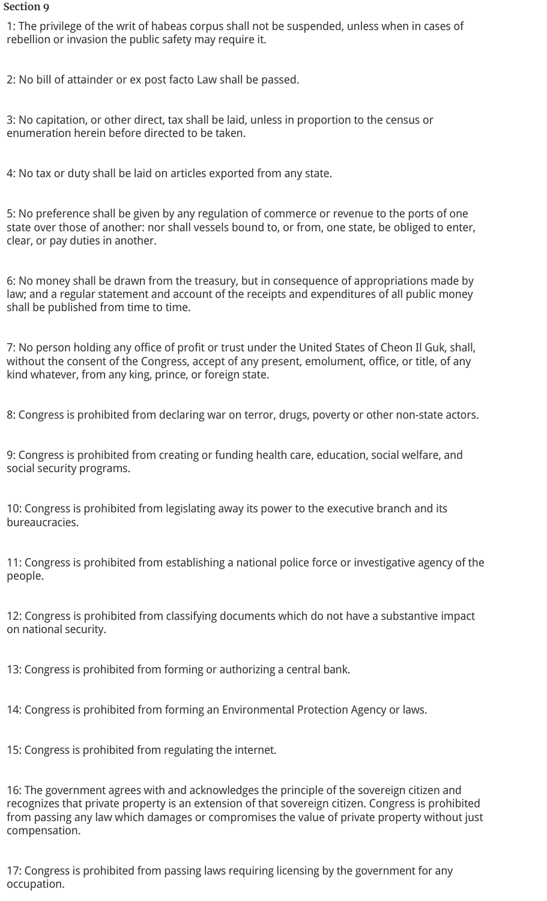### Section 9

1: The privilege of the writ of habeas corpus shall not be suspended, unless when in cases of rebellion or invasion the public safety may require it.

2: No bill of attainder or ex post facto Law shall be passed.

3: No capitation, or other direct, tax shall be laid, unless in proportion to the census or enumeration herein before directed to be taken.

4: No tax or duty shall be laid on articles exported from any state.

5: No preference shall be given by any regulation of commerce or revenue to the ports of one state over those of another: nor shall vessels bound to, or from, one state, be obliged to enter, clear, or pay duties in another.

6: No money shall be drawn from the treasury, but in consequence of appropriations made by law; and a regular statement and account of the receipts and expenditures of all public money shall be published from time to time.

7: No person holding any office of profit or trust under the United States of Cheon Il Guk, shall, without the consent of the Congress, accept of any present, emolument, office, or title, of any kind whatever, from any king, prince, or foreign state.

8: Congress is prohibited from declaring war on terror, drugs, poverty or other non-state actors.

9: Congress is prohibited from creating or funding health care, education, social welfare, and social security programs.

10: Congress is prohibited from legislating away its power to the executive branch and its bureaucracies.

11: Congress is prohibited from establishing a national police force or investigative agency of the people.

12: Congress is prohibited from classifying documents which do not have a substantive impact on national security.

13: Congress is prohibited from forming or authorizing a central bank.

14: Congress is prohibited from forming an Environmental Protection Agency or laws.

15: Congress is prohibited from regulating the internet.

16: The government agrees with and acknowledges the principle of the sovereign citizen and recognizes that private property is an extension of that sovereign citizen. Congress is prohibited from passing any law which damages or compromises the value of private property without just compensation.

17: Congress is prohibited from passing laws requiring licensing by the government for any occupation.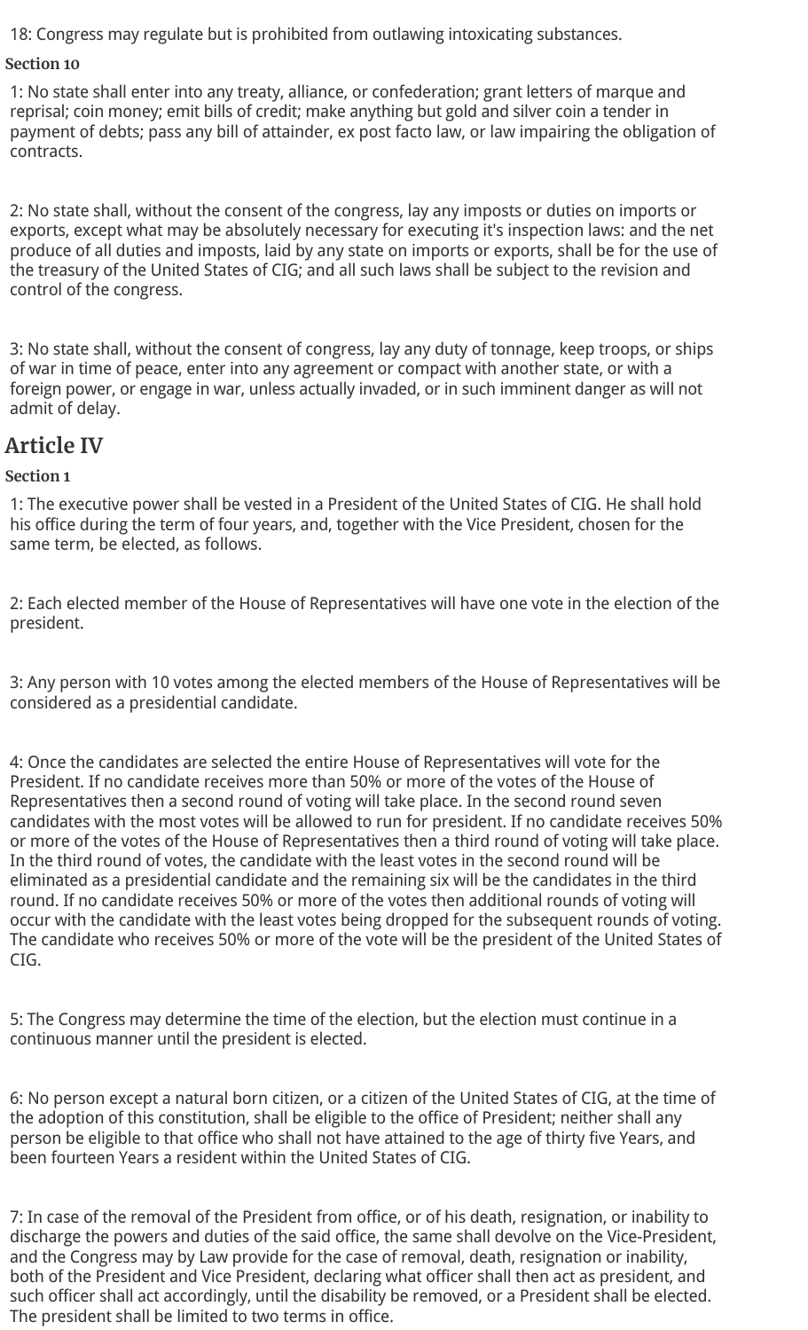18: Congress may regulate but is prohibited from outlawing intoxicating substances.

### Section 10

1: No state shall enter into any treaty, alliance, or confederation; grant letters of marque and reprisal; coin money; emit bills of credit; make anything but gold and silver coin a tender in payment of debts; pass any bill of attainder, ex post facto law, or law impairing the obligation of contracts.

2: No state shall, without the consent of the congress, lay any imposts or duties on imports or exports, except what may be absolutely necessary for executing it's inspection laws: and the net produce of all duties and imposts, laid by any state on imports or exports, shall be for the use of the treasury of the United States of CIG; and all such laws shall be subject to the revision and control of the congress.

3: No state shall, without the consent of congress, lay any duty of tonnage, keep troops, or ships of war in time of peace, enter into any agreement or compact with another state, or with a foreign power, or engage in war, unless actually invaded, or in such imminent danger as will not admit of delay.

## Article IV

### Section 1

1: The executive power shall be vested in a President of the United States of CIG. He shall hold his office during the term of four years, and, together with the Vice President, chosen for the same term, be elected, as follows.

2: Each elected member of the House of Representatives will have one vote in the election of the president.

3: Any person with 10 votes among the elected members of the House of Representatives will be considered as a presidential candidate.

4: Once the candidates are selected the entire House of Representatives will vote for the President. If no candidate receives more than 50% or more of the votes of the House of Representatives then a second round of voting will take place. In the second round seven candidates with the most votes will be allowed to run for president. If no candidate receives 50% or more of the votes of the House of Representatives then a third round of voting will take place. In the third round of votes, the candidate with the least votes in the second round will be eliminated as a presidential candidate and the remaining six will be the candidates in the third round. If no candidate receives 50% or more of the votes then additional rounds of voting will occur with the candidate with the least votes being dropped for the subsequent rounds of voting. The candidate who receives 50% or more of the vote will be the president of the United States of CIG.

5: The Congress may determine the time of the election, but the election must continue in a continuous manner until the president is elected.

6: No person except a natural born citizen, or a citizen of the United States of CIG, at the time of the adoption of this constitution, shall be eligible to the office of President; neither shall any person be eligible to that office who shall not have attained to the age of thirty five Years, and been fourteen Years a resident within the United States of CIG.

7: In case of the removal of the President from office, or of his death, resignation, or inability to discharge the powers and duties of the said office, the same shall devolve on the Vice-President, and the Congress may by Law provide for the case of removal, death, resignation or inability, both of the President and Vice President, declaring what officer shall then act as president, and such officer shall act accordingly, until the disability be removed, or a President shall be elected. The president shall be limited to two terms in office.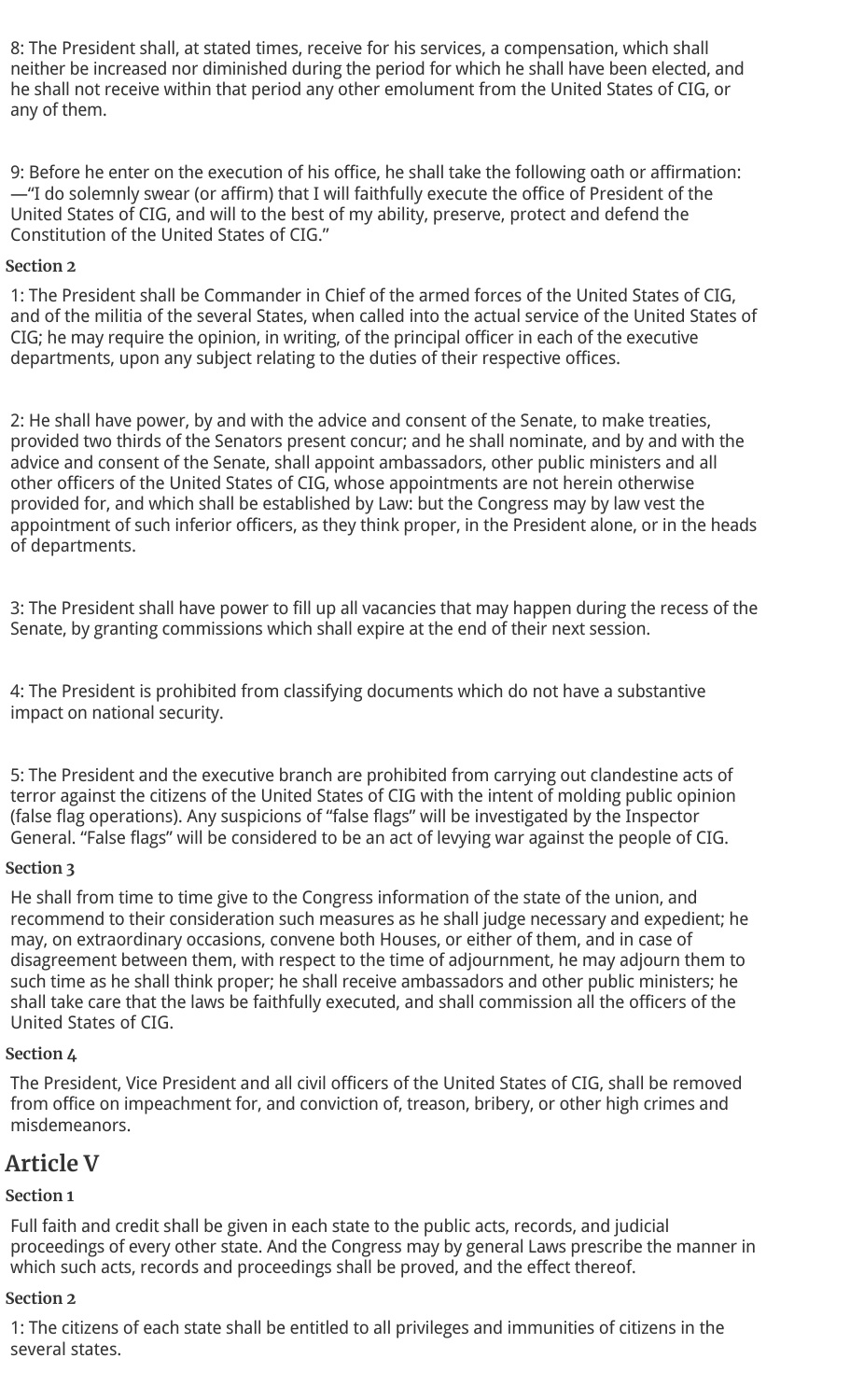8: The President shall, at stated times, receive for his services, a compensation, which shall neither be increased nor diminished during the period for which he shall have been elected, and he shall not receive within that period any other emolument from the United States of CIG, or any of them.

9: Before he enter on the execution of his office, he shall take the following oath or affirmation:—"I do solemnly swear (or affirm) that I will faithfully execute the office of President of the United States of CIG, and will to the best of my ability, preserve, protect and defend the Constitution of the United States of CIG."

### Section 2

1: The President shall be Commander in Chief of the armed forces of the United States of CIG, and of the militia of the several States, when called into the actual service of the United States of CIG; he may require the opinion, in writing, of the principal officer in each of the executive departments, upon any subject relating to the duties of their respective offices.

2: He shall have power, by and with the advice and consent of the Senate, to make treaties, provided two thirds of the Senators present concur; and he shall nominate, and by and with the advice and consent of the Senate, shall appoint ambassadors, other public ministers and all other officers of the United States of CIG, whose appointments are not herein otherwise provided for, and which shall be established by Law: but the Congress may by law vest the appointment of such inferior officers, as they think proper, in the President alone, or in the heads of departments.

3: The President shall have power to fill up all vacancies that may happen during the recess of the Senate, by granting commissions which shall expire at the end of their next session.

4: The President is prohibited from classifying documents which do not have a substantive impact on national security.

5: The President and the executive branch are prohibited from carrying out clandestine acts of terror against the citizens of the United States of CIG with the intent of molding public opinion (false flag operations). Any suspicions of "false flags" will be investigated by the Inspector General. "False flags" will be considered to be an act of levying war against the people of CIG.

### Section 3

He shall from time to time give to the Congress information of the state of the union, and recommend to their consideration such measures as he shall judge necessary and expedient; he may, on extraordinary occasions, convene both Houses, or either of them, and in case of disagreement between them, with respect to the time of adjournment, he may adjourn them to such time as he shall think proper; he shall receive ambassadors and other public ministers; he shall take care that the laws be faithfully executed, and shall commission all the officers of the United States of CIG.

### Section 4

The President, Vice President and all civil officers of the United States of CIG, shall be removed from office on impeachment for, and conviction of, treason, bribery, or other high crimes and misdemeanors.

## Article V

### Section 1

Full faith and credit shall be given in each state to the public acts, records, and judicial proceedings of every other state. And the Congress may by general Laws prescribe the manner in which such acts, records and proceedings shall be proved, and the effect thereof.

### Section 2

1: The citizens of each state shall be entitled to all privileges and immunities of citizens in the several states.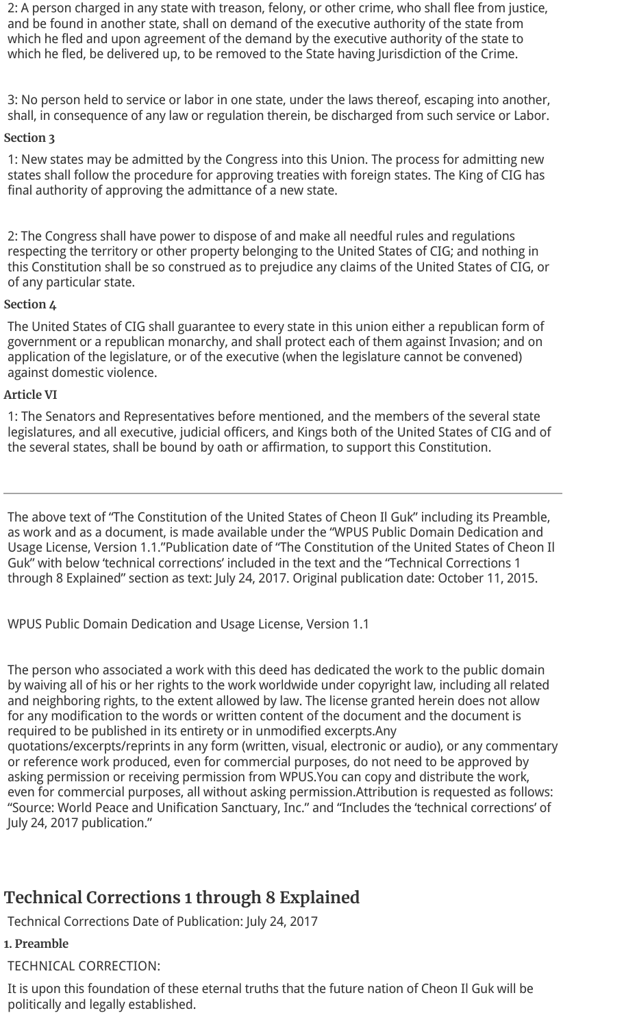2: A person charged in any state with treason, felony, or other crime, who shall flee from justice, and be found in another state, shall on demand of the executive authority of the state from which he fled and upon agreement of the demand by the executive authority of the state to which he fled, be delivered up, to be removed to the State having Jurisdiction of the Crime.

3: No person held to service or labor in one state, under the laws thereof, escaping into another, shall, in consequence of any law or regulation therein, be discharged from such service or Labor.

**Section 3**

1: New states may be admitted by the Congress into this Union. The process for admitting new states shall follow the procedure for approving treaties with foreign states. The King of CIG has final authority of approving the admittance of a new state.

2: The Congress shall have power to dispose of and make all needful rules and regulations respecting the territory or other property belonging to the United States of CIG; and nothing in this Constitution shall be so construed as to prejudice any claims of the United States of CIG, or of any particular state.

**Section 4**

The United States of CIG shall guarantee to every state in this union either a republican form of government or a republican monarchy, and shall protect each of them against Invasion; and on application of the legislature, or of the executive (when the legislature cannot be convened) against domestic violence.

**Article VI**

1: The Senators and Representatives before mentioned, and the members of the several state legislatures, and all executive, judicial officers, and Kings both of the United States of CIG and of the several states, shall be bound by oath or affirmation, to support this Constitution.

---

The above text of "The Constitution of the United States of Cheon Il Guk" including its Preamble, as work and as a document, is made available under the "WPUS Public Domain Dedication and Usage License, Version 1.1."Publication date of "The Constitution of the United States of Cheon Il Guk" with below 'technical corrections' included in the text and the "Technical Corrections 1 through 8 Explained" section as text: July 24, 2017. Original publication date: October 11, 2015.

WPUS Public Domain Dedication and Usage License, Version 1.1

The person who associated a work with this deed has dedicated the work to the public domain by waiving all of his or her rights to the work worldwide under copyright law, including all related and neighboring rights, to the extent allowed by law. The license granted herein does not allow for any modification to the words or written content of the document and the document is required to be published in its entirety or in unmodified excerpts.Any quotations/excerpts/reprints in any form (written, visual, electronic or audio), or any commentary or reference work produced, even for commercial purposes, do not need to be approved by asking permission or receiving permission from WPUS.You can copy and distribute the work, even for commercial purposes, all without asking permission.Attribution is requested as follows: "Source: World Peace and Unification Sanctuary, Inc." and "Includes the 'technical corrections' of July 24, 2017 publication."

## Technical Corrections 1 through 8 Explained

Technical Corrections Date of Publication: July 24, 2017

**1. Preamble**

TECHNICAL CORRECTION:

It is upon this foundation of these eternal truths that the future nation of Cheon Il Guk will be politically and legally established.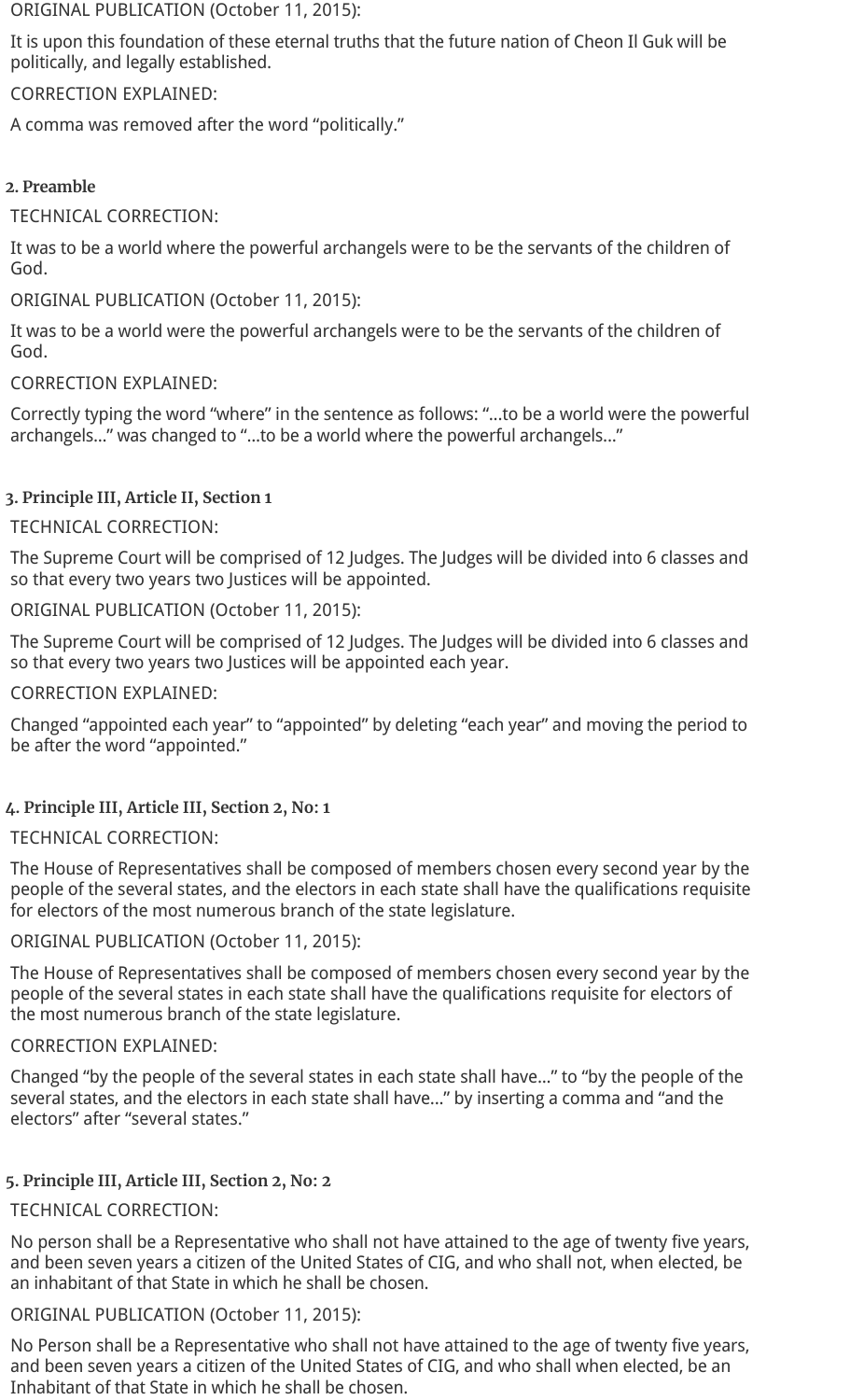ORIGINAL PUBLICATION (October 11, 2015):

It is upon this foundation of these eternal truths that the future nation of Cheon Il Guk will be politically, and legally established.

CORRECTION EXPLAINED:

A comma was removed after the word "politically."

**2. Preamble**

TECHNICAL CORRECTION:

It was to be a world where the powerful archangels were to be the servants of the children of God.

ORIGINAL PUBLICATION (October 11, 2015):

It was to be a world were the powerful archangels were to be the servants of the children of God.

CORRECTION EXPLAINED:

Correctly typing the word "where" in the sentence as follows: "…to be a world were the powerful archangels…" was changed to "…to be a world where the powerful archangels…"

**3. Principle III, Article II, Section 1**

TECHNICAL CORRECTION:

The Supreme Court will be comprised of 12 Judges. The Judges will be divided into 6 classes and so that every two years two Justices will be appointed.

ORIGINAL PUBLICATION (October 11, 2015):

The Supreme Court will be comprised of 12 Judges. The Judges will be divided into 6 classes and so that every two years two Justices will be appointed each year.

CORRECTION EXPLAINED:

Changed "appointed each year" to "appointed" by deleting "each year" and moving the period to be after the word "appointed."

**4. Principle III, Article III, Section 2, No: 1**

TECHNICAL CORRECTION:

The House of Representatives shall be composed of members chosen every second year by the people of the several states, and the electors in each state shall have the qualifications requisite for electors of the most numerous branch of the state legislature.

ORIGINAL PUBLICATION (October 11, 2015):

The House of Representatives shall be composed of members chosen every second year by the people of the several states in each state shall have the qualifications requisite for electors of the most numerous branch of the state legislature.

CORRECTION EXPLAINED:

Changed "by the people of the several states in each state shall have…" to "by the people of the several states, and the electors in each state shall have…" by inserting a comma and "and the electors" after "several states."

**5. Principle III, Article III, Section 2, No: 2**

TECHNICAL CORRECTION:

No person shall be a Representative who shall not have attained to the age of twenty five years, and been seven years a citizen of the United States of CIG, and who shall not, when elected, be an inhabitant of that State in which he shall be chosen.

ORIGINAL PUBLICATION (October 11, 2015):

No Person shall be a Representative who shall not have attained to the age of twenty five years, and been seven years a citizen of the United States of CIG, and who shall when elected, be an Inhabitant of that State in which he shall be chosen.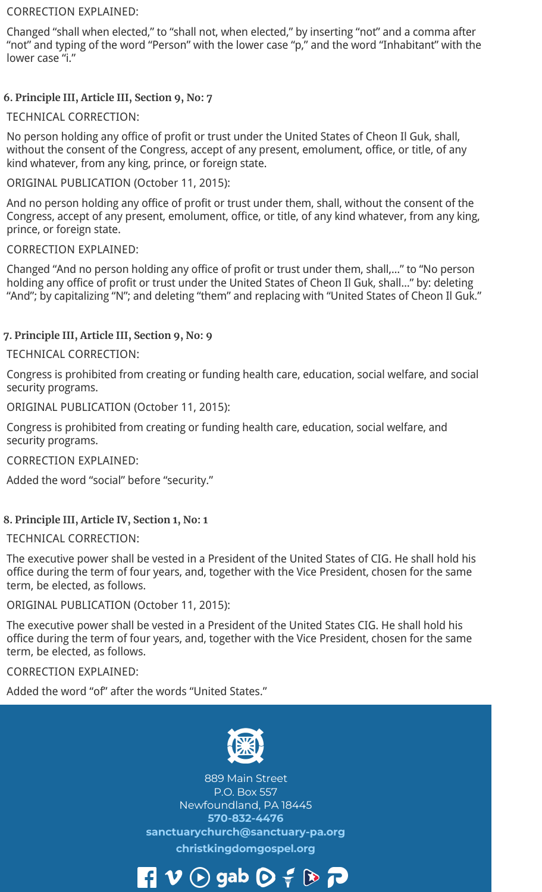CORRECTION EXPLAINED:

Changed "shall when elected," to "shall not, when elected," by inserting "not" and a comma after "not" and typing of the word "Person" with the lower case "p," and the word "Inhabitant" with the lower case "i."

#### 6. Principle III, Article III, Section 9, No: 7

TECHNICAL CORRECTION:

No person holding any office of profit or trust under the United States of Cheon Il Guk, shall, without the consent of the Congress, accept of any present, emolument, office, or title, of any kind whatever, from any king, prince, or foreign state.

ORIGINAL PUBLICATION (October 11, 2015):

And no person holding any office of profit or trust under them, shall, without the consent of the Congress, accept of any present, emolument, office, or title, of any kind whatever, from any king, prince, or foreign state.

CORRECTION EXPLAINED:

Changed "And no person holding any office of profit or trust under them, shall,..." to "No person holding any office of profit or trust under the United States of Cheon Il Guk, shall..." by: deleting "And"; by capitalizing "N"; and deleting "them" and replacing with "United States of Cheon Il Guk."

#### 7. Principle III, Article III, Section 9, No: 9

TECHNICAL CORRECTION:

Congress is prohibited from creating or funding health care, education, social welfare, and social security programs.

ORIGINAL PUBLICATION (October 11, 2015):

Congress is prohibited from creating or funding health care, education, social welfare, and security programs.

CORRECTION EXPLAINED:

Added the word "social" before "security."

#### 8. Principle III, Article IV, Section 1, No: 1

TECHNICAL CORRECTION:

The executive power shall be vested in a President of the United States of CIG. He shall hold his office during the term of four years, and, together with the Vice President, chosen for the same term, be elected, as follows.

ORIGINAL PUBLICATION (October 11, 2015):

The executive power shall be vested in a President of the United States CIG. He shall hold his office during the term of four years, and, together with the Vice President, chosen for the same term, be elected, as follows.

CORRECTION EXPLAINED:

Added the word "of" after the words "United States."

889 Main Street
P.O. Box 557
Newfoundland, PA 18445
**570-832-4476**
**sanctuarychurch@sanctuary-pa.org**
**christkingdomgospel.org**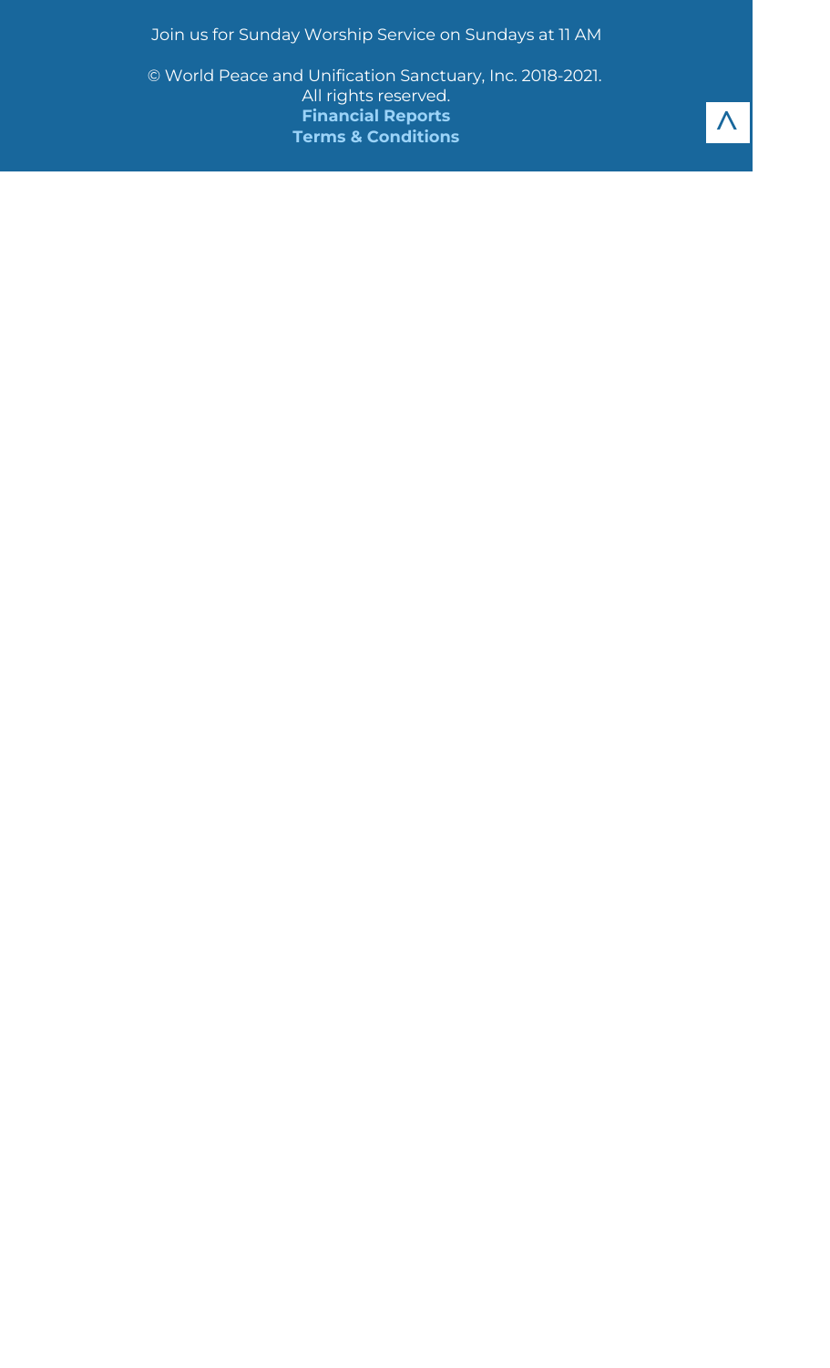Join us for Sunday Worship Service on Sundays at 11 AM

© World Peace and Unification Sanctuary, Inc. 2018-2021.
All rights reserved.
**Financial Reports**
**Terms & Conditions**